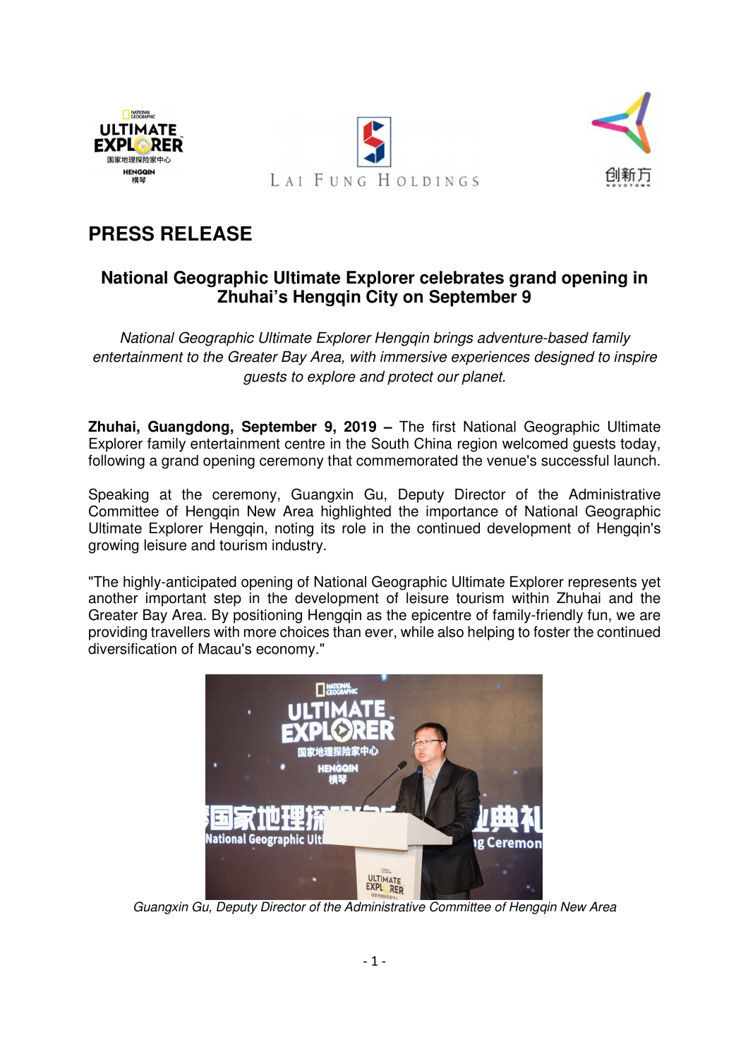# PRESS RELEASE

## National Geographic Ultimate Explorer celebrates grand opening in Zhuhai's Hengqin City on September 9

*National Geographic Ultimate Explorer Hengqin brings adventure-based family entertainment to the Greater Bay Area, with immersive experiences designed to inspire guests to explore and protect our planet.*

**Zhuhai, Guangdong, September 9, 2019 –** The first National Geographic Ultimate Explorer family entertainment centre in the South China region welcomed guests today, following a grand opening ceremony that commemorated the venue's successful launch.

Speaking at the ceremony, Guangxin Gu, Deputy Director of the Administrative Committee of Hengqin New Area highlighted the importance of National Geographic Ultimate Explorer Hengqin, noting its role in the continued development of Hengqin's growing leisure and tourism industry.

"The highly-anticipated opening of National Geographic Ultimate Explorer represents yet another important step in the development of leisure tourism within Zhuhai and the Greater Bay Area. By positioning Hengqin as the epicentre of family-friendly fun, we are providing travellers with more choices than ever, while also helping to foster the continued diversification of Macau's economy."

*Guangxin Gu, Deputy Director of the Administrative Committee of Hengqin New Area*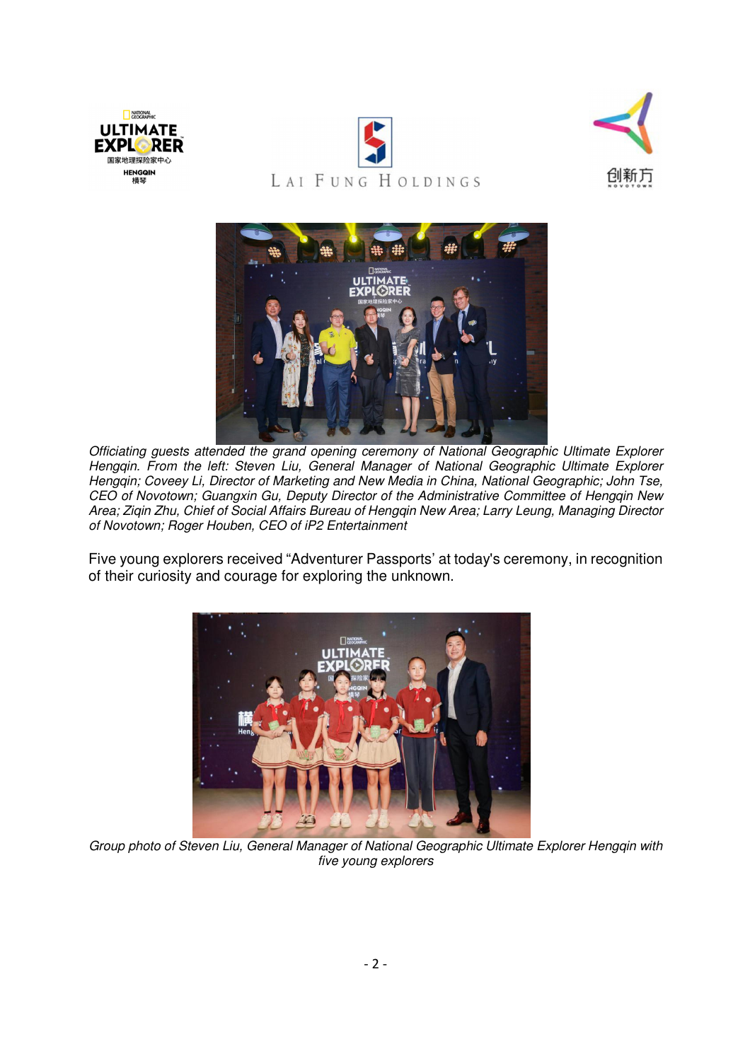*Officiating guests attended the grand opening ceremony of National Geographic Ultimate Explorer Hengqin. From the left: Steven Liu, General Manager of National Geographic Ultimate Explorer Hengqin; Coveey Li, Director of Marketing and New Media in China, National Geographic; John Tse, CEO of Novotown; Guangxin Gu, Deputy Director of the Administrative Committee of Hengqin New Area; Ziqin Zhu, Chief of Social Affairs Bureau of Hengqin New Area; Larry Leung, Managing Director of Novotown; Roger Houben, CEO of iP2 Entertainment*

Five young explorers received "Adventurer Passports' at today's ceremony, in recognition of their curiosity and courage for exploring the unknown.

*Group photo of Steven Liu, General Manager of National Geographic Ultimate Explorer Hengqin with five young explorers*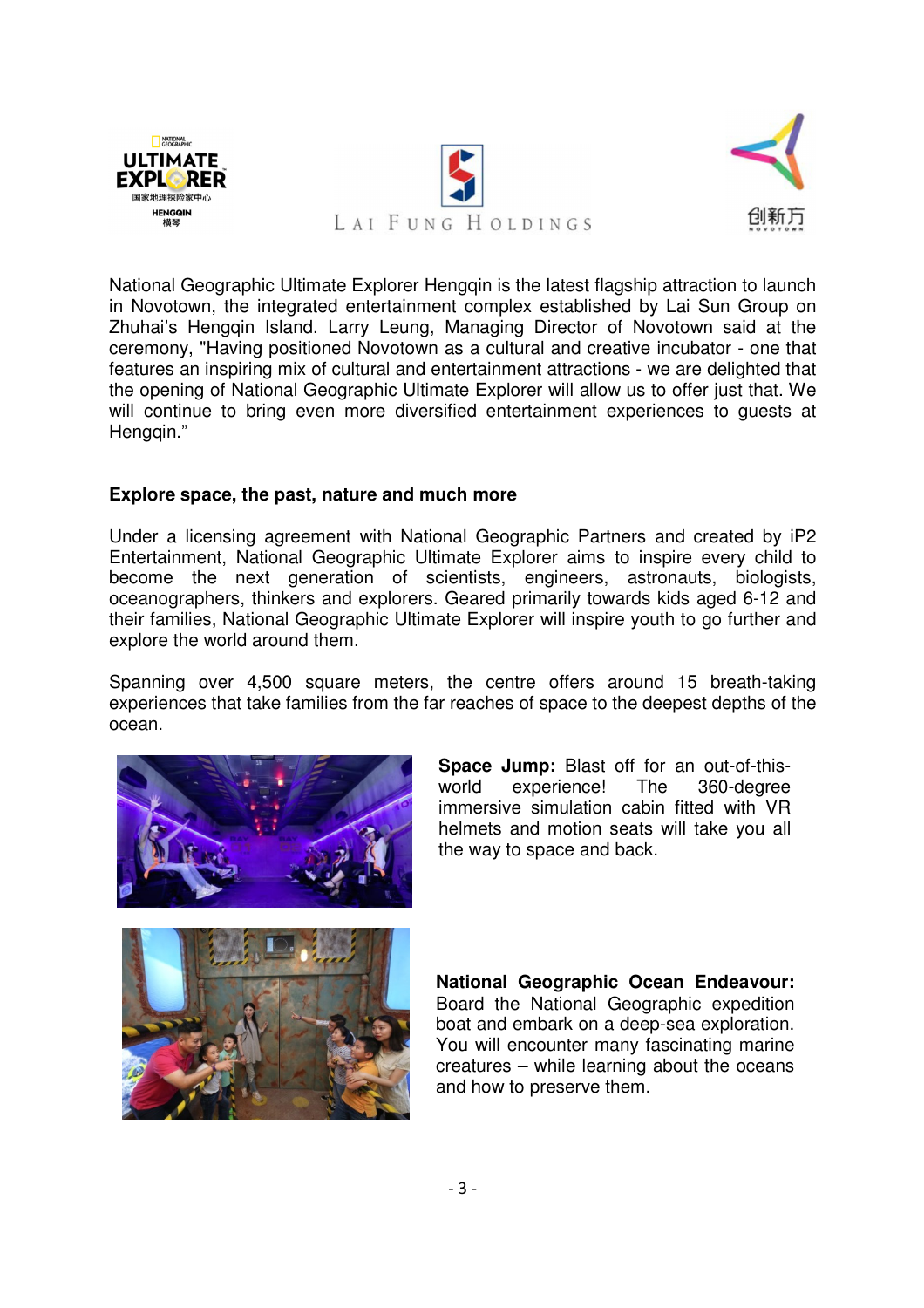National Geographic Ultimate Explorer Hengqin is the latest flagship attraction to launch in Novotown, the integrated entertainment complex established by Lai Sun Group on Zhuhai's Hengqin Island. Larry Leung, Managing Director of Novotown said at the ceremony, "Having positioned Novotown as a cultural and creative incubator - one that features an inspiring mix of cultural and entertainment attractions - we are delighted that the opening of National Geographic Ultimate Explorer will allow us to offer just that. We will continue to bring even more diversified entertainment experiences to guests at Hengqin."

**Explore space, the past, nature and much more**

Under a licensing agreement with National Geographic Partners and created by iP2 Entertainment, National Geographic Ultimate Explorer aims to inspire every child to become the next generation of scientists, engineers, astronauts, biologists, oceanographers, thinkers and explorers. Geared primarily towards kids aged 6-12 and their families, National Geographic Ultimate Explorer will inspire youth to go further and explore the world around them.

Spanning over 4,500 square meters, the centre offers around 15 breath-taking experiences that take families from the far reaches of space to the deepest depths of the ocean.

**Space Jump:** Blast off for an out-of-this-world experience! The 360-degree immersive simulation cabin fitted with VR helmets and motion seats will take you all the way to space and back.

**National Geographic Ocean Endeavour:** Board the National Geographic expedition boat and embark on a deep-sea exploration. You will encounter many fascinating marine creatures – while learning about the oceans and how to preserve them.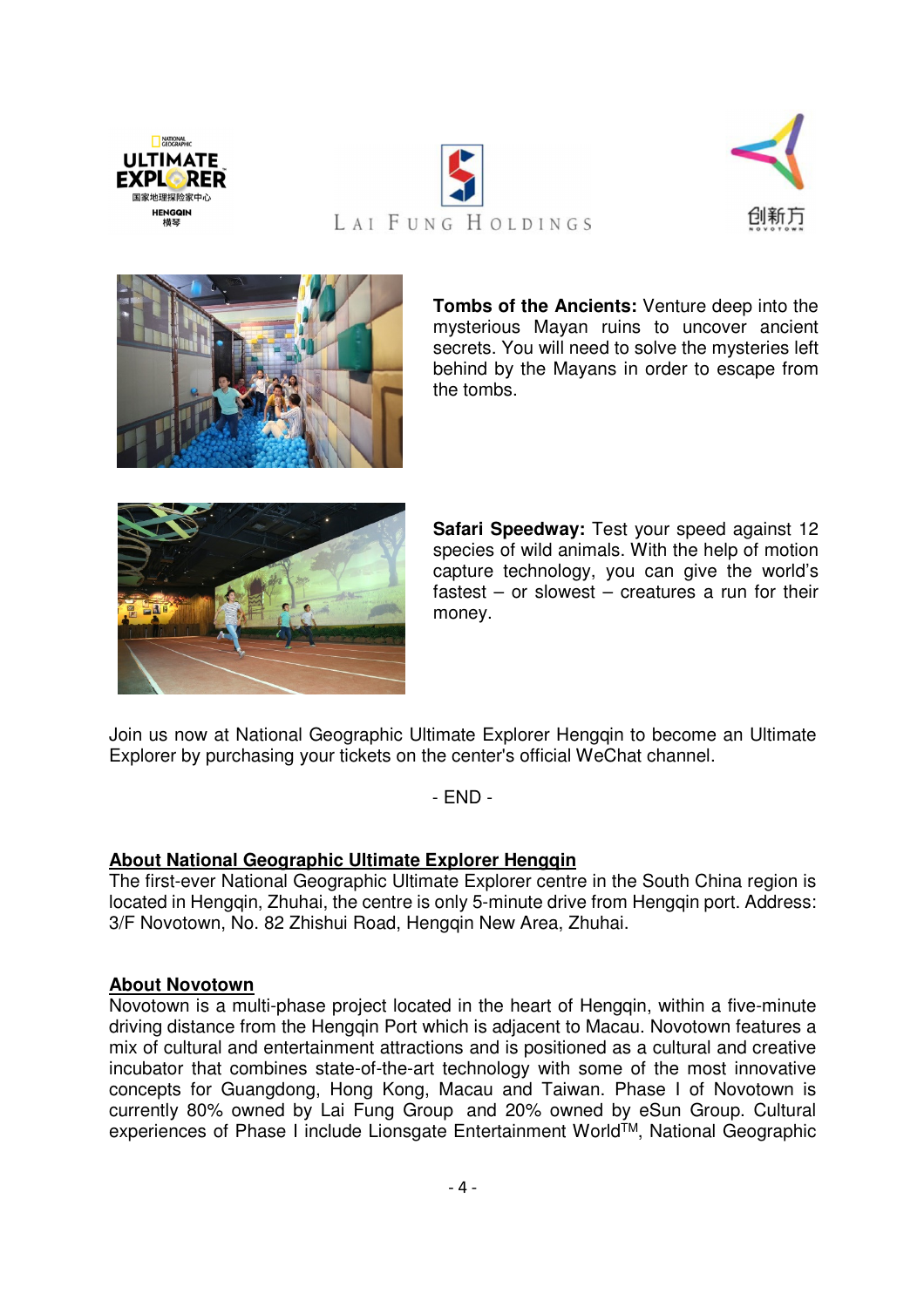**Tombs of the Ancients:** Venture deep into the mysterious Mayan ruins to uncover ancient secrets. You will need to solve the mysteries left behind by the Mayans in order to escape from the tombs.

**Safari Speedway:** Test your speed against 12 species of wild animals. With the help of motion capture technology, you can give the world's fastest – or slowest – creatures a run for their money.

Join us now at National Geographic Ultimate Explorer Hengqin to become an Ultimate Explorer by purchasing your tickets on the center's official WeChat channel.

\- END -

**About National Geographic Ultimate Explorer Hengqin**

The first-ever National Geographic Ultimate Explorer centre in the South China region is located in Hengqin, Zhuhai, the centre is only 5-minute drive from Hengqin port. Address: 3/F Novotown, No. 82 Zhishui Road, Hengqin New Area, Zhuhai.

**About Novotown**

Novotown is a multi-phase project located in the heart of Hengqin, within a five-minute driving distance from the Hengqin Port which is adjacent to Macau. Novotown features a mix of cultural and entertainment attractions and is positioned as a cultural and creative incubator that combines state-of-the-art technology with some of the most innovative concepts for Guangdong, Hong Kong, Macau and Taiwan. Phase I of Novotown is currently 80% owned by Lai Fung Group and 20% owned by eSun Group. Cultural experiences of Phase I include Lionsgate Entertainment World™, National Geographic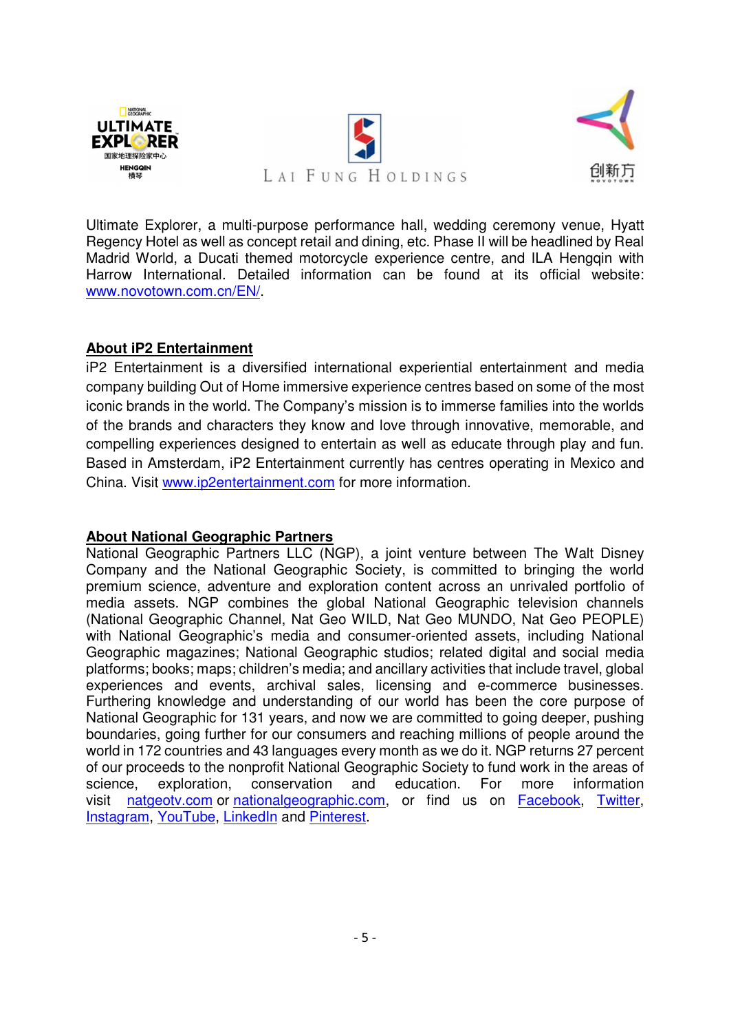Ultimate Explorer, a multi-purpose performance hall, wedding ceremony venue, Hyatt Regency Hotel as well as concept retail and dining, etc. Phase II will be headlined by Real Madrid World, a Ducati themed motorcycle experience centre, and ILA Hengqin with Harrow International. Detailed information can be found at its official website: www.novotown.com.cn/EN/.

## About iP2 Entertainment

iP2 Entertainment is a diversified international experiential entertainment and media company building Out of Home immersive experience centres based on some of the most iconic brands in the world. The Company's mission is to immerse families into the worlds of the brands and characters they know and love through innovative, memorable, and compelling experiences designed to entertain as well as educate through play and fun. Based in Amsterdam, iP2 Entertainment currently has centres operating in Mexico and China. Visit www.ip2entertainment.com for more information.

## About National Geographic Partners

National Geographic Partners LLC (NGP), a joint venture between The Walt Disney Company and the National Geographic Society, is committed to bringing the world premium science, adventure and exploration content across an unrivaled portfolio of media assets. NGP combines the global National Geographic television channels (National Geographic Channel, Nat Geo WILD, Nat Geo MUNDO, Nat Geo PEOPLE) with National Geographic's media and consumer-oriented assets, including National Geographic magazines; National Geographic studios; related digital and social media platforms; books; maps; children's media; and ancillary activities that include travel, global experiences and events, archival sales, licensing and e-commerce businesses. Furthering knowledge and understanding of our world has been the core purpose of National Geographic for 131 years, and now we are committed to going deeper, pushing boundaries, going further for our consumers and reaching millions of people around the world in 172 countries and 43 languages every month as we do it. NGP returns 27 percent of our proceeds to the nonprofit National Geographic Society to fund work in the areas of science, exploration, conservation and education. For more information visit natgeotv.com or nationalgeographic.com, or find us on Facebook, Twitter, Instagram, YouTube, LinkedIn and Pinterest.